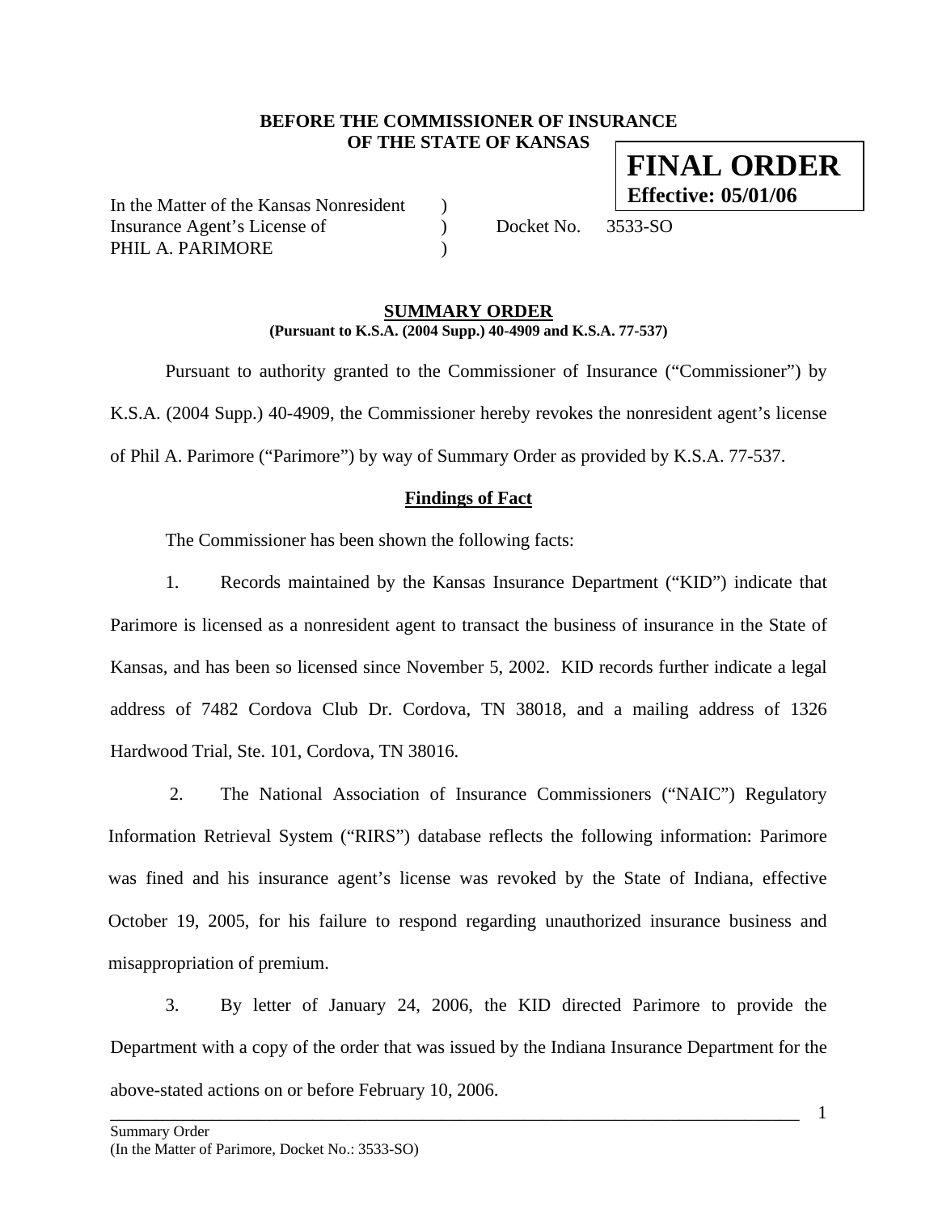**BEFORE THE COMMISSIONER OF INSURANCE**
**OF THE STATE OF KANSAS**

**FINAL ORDER**
**Effective: 05/01/06**

| | | |
|---|---|---|
| In the Matter of the Kansas Nonresident | ) | |
| Insurance Agent's License of | ) | Docket No. 3533-SO |
| PHIL A. PARIMORE | ) | |

## SUMMARY ORDER

**(Pursuant to K.S.A. (2004 Supp.) 40-4909 and K.S.A. 77-537)**

Pursuant to authority granted to the Commissioner of Insurance ("Commissioner") by K.S.A. (2004 Supp.) 40-4909, the Commissioner hereby revokes the nonresident agent's license of Phil A. Parimore ("Parimore") by way of Summary Order as provided by K.S.A. 77-537.

### Findings of Fact

The Commissioner has been shown the following facts:

1. Records maintained by the Kansas Insurance Department ("KID") indicate that Parimore is licensed as a nonresident agent to transact the business of insurance in the State of Kansas, and has been so licensed since November 5, 2002. KID records further indicate a legal address of 7482 Cordova Club Dr. Cordova, TN 38018, and a mailing address of 1326 Hardwood Trial, Ste. 101, Cordova, TN 38016.

2. The National Association of Insurance Commissioners ("NAIC") Regulatory Information Retrieval System ("RIRS") database reflects the following information: Parimore was fined and his insurance agent's license was revoked by the State of Indiana, effective October 19, 2005, for his failure to respond regarding unauthorized insurance business and misappropriation of premium.

3. By letter of January 24, 2006, the KID directed Parimore to provide the Department with a copy of the order that was issued by the Indiana Insurance Department for the above-stated actions on or before February 10, 2006.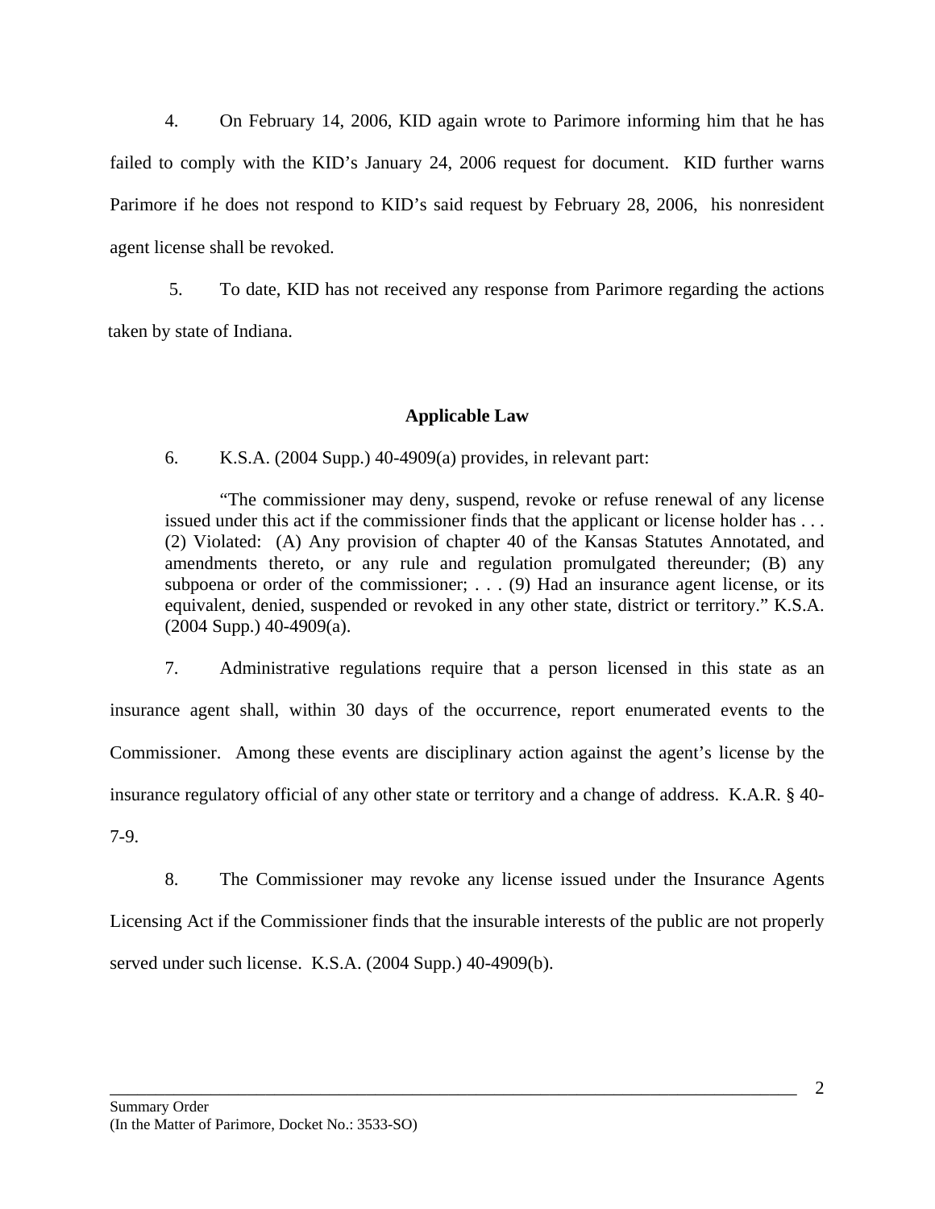4. On February 14, 2006, KID again wrote to Parimore informing him that he has failed to comply with the KID's January 24, 2006 request for document. KID further warns Parimore if he does not respond to KID's said request by February 28, 2006, his nonresident agent license shall be revoked.

5. To date, KID has not received any response from Parimore regarding the actions taken by state of Indiana.

## Applicable Law

6. K.S.A. (2004 Supp.) 40-4909(a) provides, in relevant part:

> "The commissioner may deny, suspend, revoke or refuse renewal of any license issued under this act if the commissioner finds that the applicant or license holder has . . . (2) Violated: (A) Any provision of chapter 40 of the Kansas Statutes Annotated, and amendments thereto, or any rule and regulation promulgated thereunder; (B) any subpoena or order of the commissioner; . . . (9) Had an insurance agent license, or its equivalent, denied, suspended or revoked in any other state, district or territory." K.S.A. (2004 Supp.) 40-4909(a).

7. Administrative regulations require that a person licensed in this state as an insurance agent shall, within 30 days of the occurrence, report enumerated events to the Commissioner. Among these events are disciplinary action against the agent's license by the insurance regulatory official of any other state or territory and a change of address. K.A.R. § 40-7-9.

8. The Commissioner may revoke any license issued under the Insurance Agents Licensing Act if the Commissioner finds that the insurable interests of the public are not properly served under such license. K.S.A. (2004 Supp.) 40-4909(b).

Summary Order
(In the Matter of Parimore, Docket No.: 3533-SO)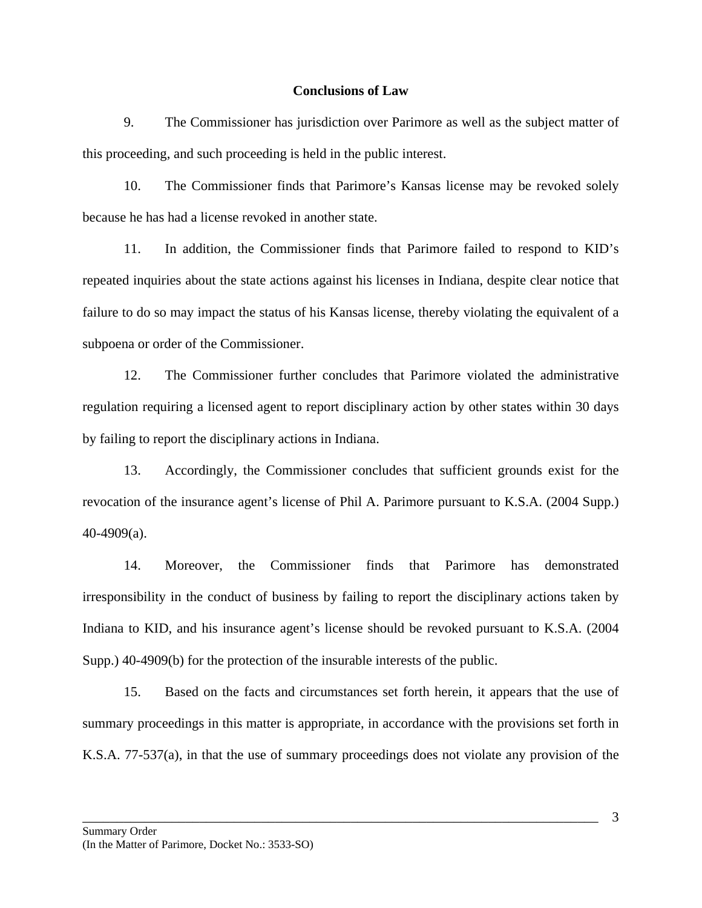## Conclusions of Law

9. The Commissioner has jurisdiction over Parimore as well as the subject matter of this proceeding, and such proceeding is held in the public interest.

10. The Commissioner finds that Parimore's Kansas license may be revoked solely because he has had a license revoked in another state.

11. In addition, the Commissioner finds that Parimore failed to respond to KID's repeated inquiries about the state actions against his licenses in Indiana, despite clear notice that failure to do so may impact the status of his Kansas license, thereby violating the equivalent of a subpoena or order of the Commissioner.

12. The Commissioner further concludes that Parimore violated the administrative regulation requiring a licensed agent to report disciplinary action by other states within 30 days by failing to report the disciplinary actions in Indiana.

13. Accordingly, the Commissioner concludes that sufficient grounds exist for the revocation of the insurance agent's license of Phil A. Parimore pursuant to K.S.A. (2004 Supp.) 40-4909(a).

14. Moreover, the Commissioner finds that Parimore has demonstrated irresponsibility in the conduct of business by failing to report the disciplinary actions taken by Indiana to KID, and his insurance agent's license should be revoked pursuant to K.S.A. (2004 Supp.) 40-4909(b) for the protection of the insurable interests of the public.

15. Based on the facts and circumstances set forth herein, it appears that the use of summary proceedings in this matter is appropriate, in accordance with the provisions set forth in K.S.A. 77-537(a), in that the use of summary proceedings does not violate any provision of the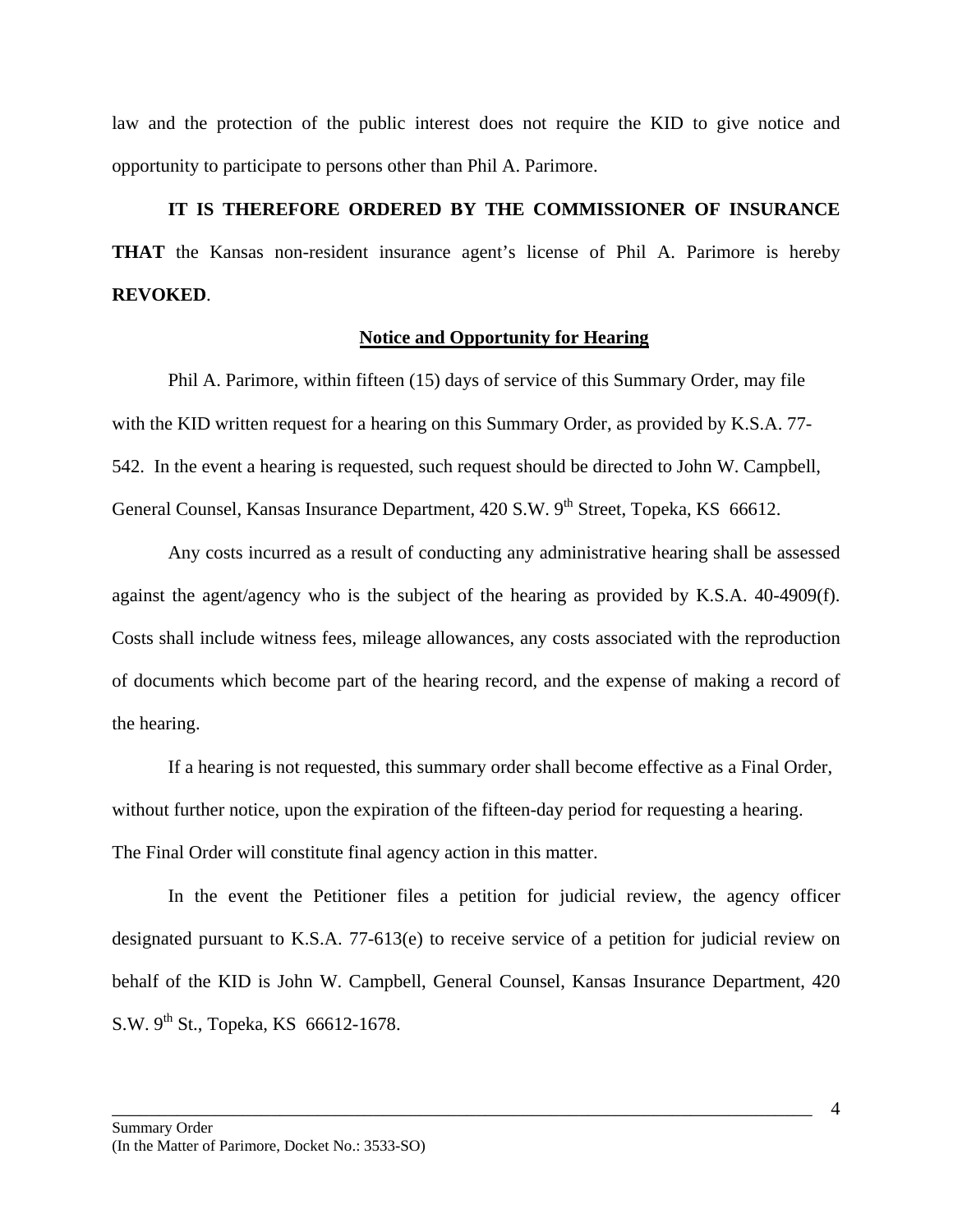law and the protection of the public interest does not require the KID to give notice and opportunity to participate to persons other than Phil A. Parimore.

**IT IS THEREFORE ORDERED BY THE COMMISSIONER OF INSURANCE THAT** the Kansas non-resident insurance agent's license of Phil A. Parimore is hereby **REVOKED**.

**Notice and Opportunity for Hearing**

Phil A. Parimore, within fifteen (15) days of service of this Summary Order, may file with the KID written request for a hearing on this Summary Order, as provided by K.S.A. 77-542. In the event a hearing is requested, such request should be directed to John W. Campbell, General Counsel, Kansas Insurance Department, 420 S.W. 9th Street, Topeka, KS 66612.

Any costs incurred as a result of conducting any administrative hearing shall be assessed against the agent/agency who is the subject of the hearing as provided by K.S.A. 40-4909(f). Costs shall include witness fees, mileage allowances, any costs associated with the reproduction of documents which become part of the hearing record, and the expense of making a record of the hearing.

If a hearing is not requested, this summary order shall become effective as a Final Order, without further notice, upon the expiration of the fifteen-day period for requesting a hearing. The Final Order will constitute final agency action in this matter.

In the event the Petitioner files a petition for judicial review, the agency officer designated pursuant to K.S.A. 77-613(e) to receive service of a petition for judicial review on behalf of the KID is John W. Campbell, General Counsel, Kansas Insurance Department, 420 S.W. 9th St., Topeka, KS 66612-1678.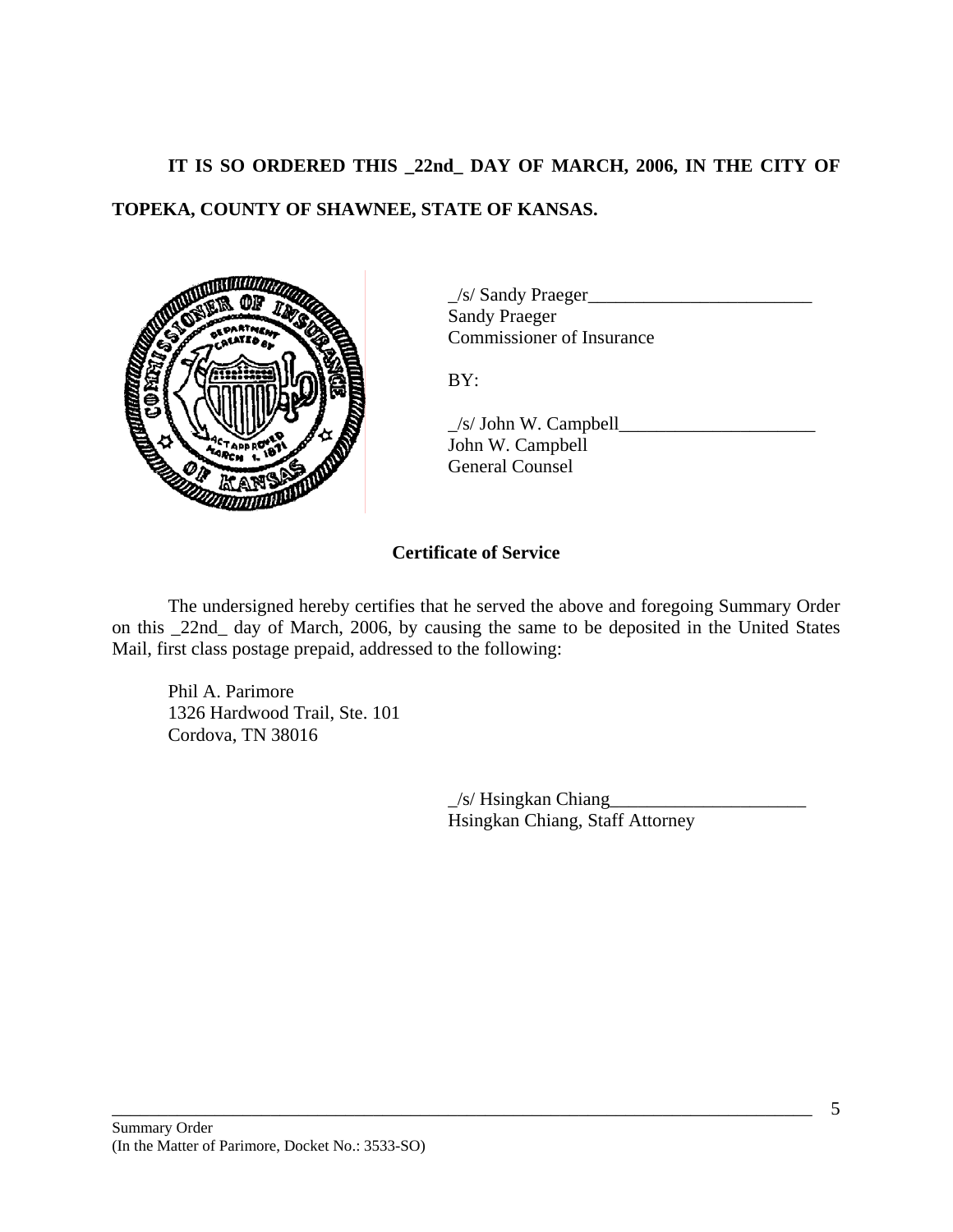**IT IS SO ORDERED THIS _22nd_ DAY OF MARCH, 2006, IN THE CITY OF TOPEKA, COUNTY OF SHAWNEE, STATE OF KANSAS.**

_/s/ Sandy Praeger________________________
Sandy Praeger
Commissioner of Insurance

BY:

_/s/ John W. Campbell_____________________
John W. Campbell
General Counsel

**Certificate of Service**

The undersigned hereby certifies that he served the above and foregoing Summary Order on this _22nd_ day of March, 2006, by causing the same to be deposited in the United States Mail, first class postage prepaid, addressed to the following:

Phil A. Parimore
1326 Hardwood Trail, Ste. 101
Cordova, TN 38016

_/s/ Hsingkan Chiang_____________________
Hsingkan Chiang, Staff Attorney